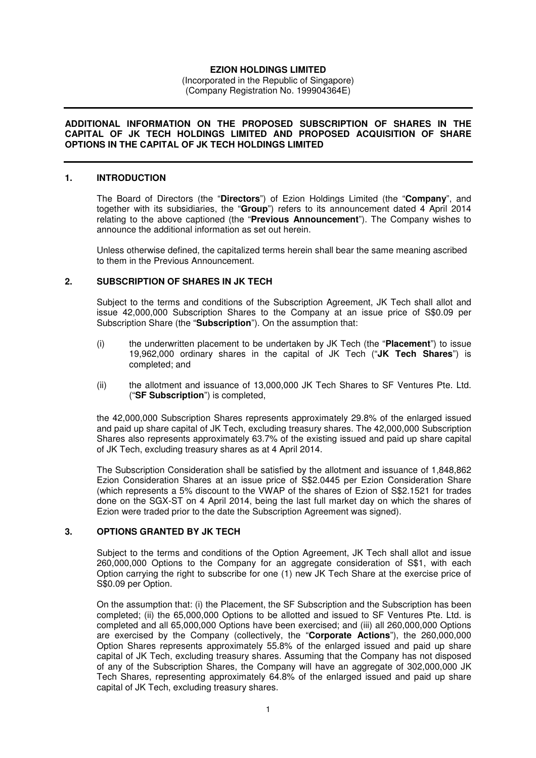**EZION HOLDINGS LIMITED**
(Incorporated in the Republic of Singapore)
(Company Registration No. 199904364E)

---

**ADDITIONAL INFORMATION ON THE PROPOSED SUBSCRIPTION OF SHARES IN THE CAPITAL OF JK TECH HOLDINGS LIMITED AND PROPOSED ACQUISITION OF SHARE OPTIONS IN THE CAPITAL OF JK TECH HOLDINGS LIMITED**

---

## 1. INTRODUCTION

The Board of Directors (the "**Directors**") of Ezion Holdings Limited (the "**Company**", and together with its subsidiaries, the "**Group**") refers to its announcement dated 4 April 2014 relating to the above captioned (the "**Previous Announcement**"). The Company wishes to announce the additional information as set out herein.

Unless otherwise defined, the capitalized terms herein shall bear the same meaning ascribed to them in the Previous Announcement.

## 2. SUBSCRIPTION OF SHARES IN JK TECH

Subject to the terms and conditions of the Subscription Agreement, JK Tech shall allot and issue 42,000,000 Subscription Shares to the Company at an issue price of S$0.09 per Subscription Share (the "**Subscription**"). On the assumption that:

(i) the underwritten placement to be undertaken by JK Tech (the "**Placement**") to issue 19,962,000 ordinary shares in the capital of JK Tech ("**JK Tech Shares**") is completed; and

(ii) the allotment and issuance of 13,000,000 JK Tech Shares to SF Ventures Pte. Ltd. ("**SF Subscription**") is completed,

the 42,000,000 Subscription Shares represents approximately 29.8% of the enlarged issued and paid up share capital of JK Tech, excluding treasury shares. The 42,000,000 Subscription Shares also represents approximately 63.7% of the existing issued and paid up share capital of JK Tech, excluding treasury shares as at 4 April 2014.

The Subscription Consideration shall be satisfied by the allotment and issuance of 1,848,862 Ezion Consideration Shares at an issue price of S$2.0445 per Ezion Consideration Share (which represents a 5% discount to the VWAP of the shares of Ezion of S$2.1521 for trades done on the SGX-ST on 4 April 2014, being the last full market day on which the shares of Ezion were traded prior to the date the Subscription Agreement was signed).

## 3. OPTIONS GRANTED BY JK TECH

Subject to the terms and conditions of the Option Agreement, JK Tech shall allot and issue 260,000,000 Options to the Company for an aggregate consideration of S$1, with each Option carrying the right to subscribe for one (1) new JK Tech Share at the exercise price of S$0.09 per Option.

On the assumption that: (i) the Placement, the SF Subscription and the Subscription has been completed; (ii) the 65,000,000 Options to be allotted and issued to SF Ventures Pte. Ltd. is completed and all 65,000,000 Options have been exercised; and (iii) all 260,000,000 Options are exercised by the Company (collectively, the "**Corporate Actions**"), the 260,000,000 Option Shares represents approximately 55.8% of the enlarged issued and paid up share capital of JK Tech, excluding treasury shares. Assuming that the Company has not disposed of any of the Subscription Shares, the Company will have an aggregate of 302,000,000 JK Tech Shares, representing approximately 64.8% of the enlarged issued and paid up share capital of JK Tech, excluding treasury shares.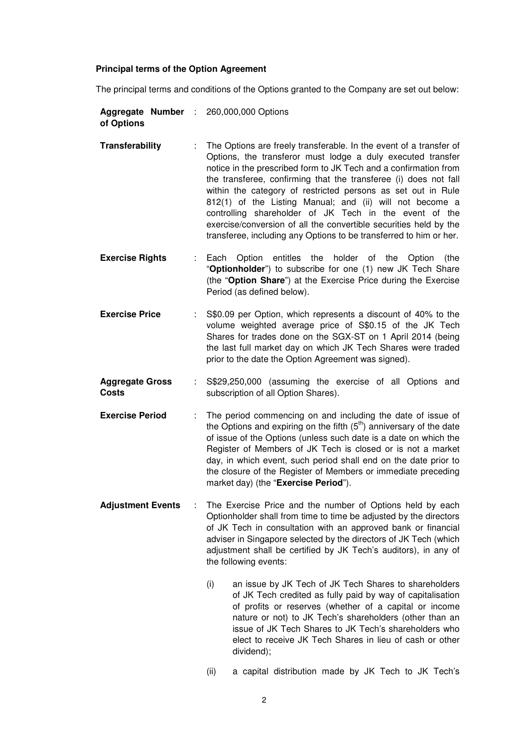**Principal terms of the Option Agreement**

The principal terms and conditions of the Options granted to the Company are set out below:

| | | |
|---|---|---|
| **Aggregate Number of Options** | : | 260,000,000 Options |
| **Transferability** | : | The Options are freely transferable. In the event of a transfer of Options, the transferor must lodge a duly executed transfer notice in the prescribed form to JK Tech and a confirmation from the transferee, confirming that the transferee (i) does not fall within the category of restricted persons as set out in Rule 812(1) of the Listing Manual; and (ii) will not become a controlling shareholder of JK Tech in the event of the exercise/conversion of all the convertible securities held by the transferee, including any Options to be transferred to him or her. |
| **Exercise Rights** | : | Each Option entitles the holder of the Option (the "**Optionholder**") to subscribe for one (1) new JK Tech Share (the "**Option Share**") at the Exercise Price during the Exercise Period (as defined below). |
| **Exercise Price** | : | S$0.09 per Option, which represents a discount of 40% to the volume weighted average price of S$0.15 of the JK Tech Shares for trades done on the SGX-ST on 1 April 2014 (being the last full market day on which JK Tech Shares were traded prior to the date the Option Agreement was signed). |
| **Aggregate Gross Costs** | : | S$29,250,000 (assuming the exercise of all Options and subscription of all Option Shares). |
| **Exercise Period** | : | The period commencing on and including the date of issue of the Options and expiring on the fifth (5th) anniversary of the date of issue of the Options (unless such date is a date on which the Register of Members of JK Tech is closed or is not a market day, in which event, such period shall end on the date prior to the closure of the Register of Members or immediate preceding market day) (the "**Exercise Period**"). |
| **Adjustment Events** | : | The Exercise Price and the number of Options held by each Optionholder shall from time to time be adjusted by the directors of JK Tech in consultation with an approved bank or financial adviser in Singapore selected by the directors of JK Tech (which adjustment shall be certified by JK Tech's auditors), in any of the following events:<br><br>(i) an issue by JK Tech of JK Tech Shares to shareholders of JK Tech credited as fully paid by way of capitalisation of profits or reserves (whether of a capital or income nature or not) to JK Tech's shareholders (other than an issue of JK Tech Shares to JK Tech's shareholders who elect to receive JK Tech Shares in lieu of cash or other dividend);<br><br>(ii) a capital distribution made by JK Tech to JK Tech's |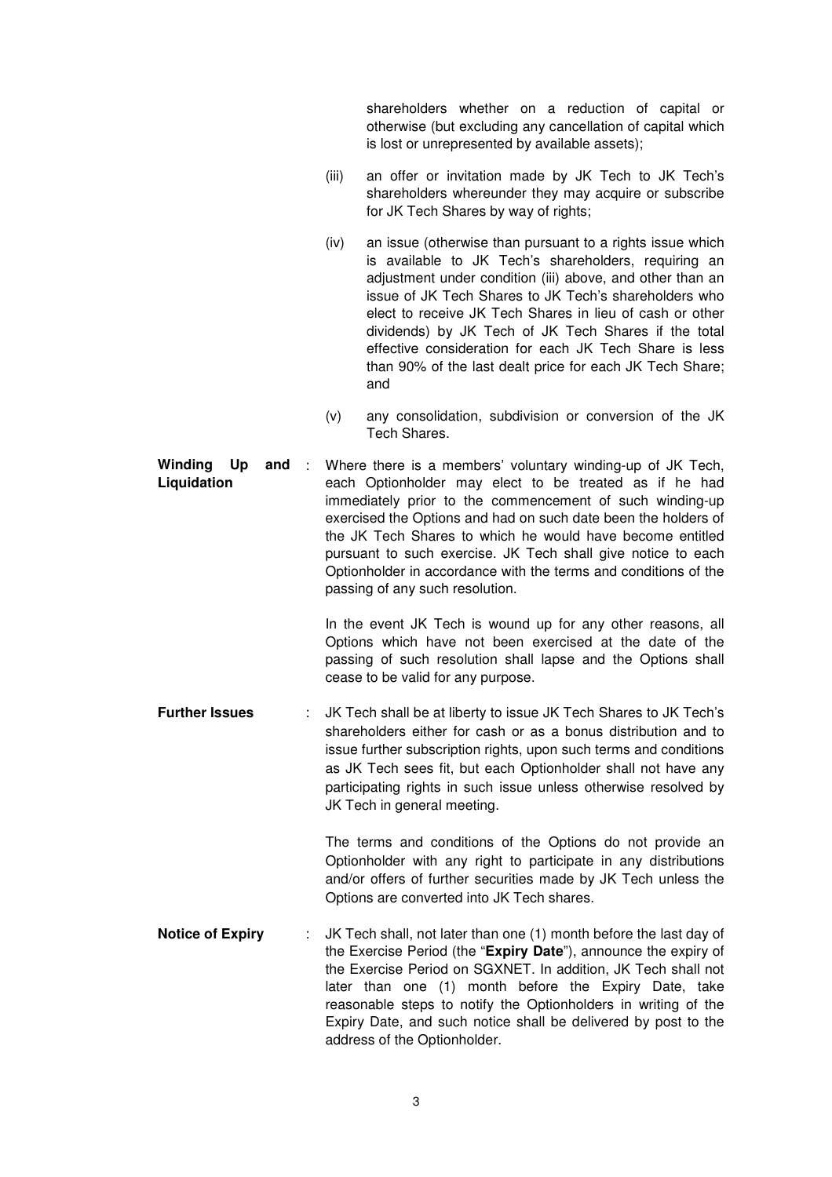shareholders whether on a reduction of capital or otherwise (but excluding any cancellation of capital which is lost or unrepresented by available assets);

(iii) an offer or invitation made by JK Tech to JK Tech's shareholders whereunder they may acquire or subscribe for JK Tech Shares by way of rights;

(iv) an issue (otherwise than pursuant to a rights issue which is available to JK Tech's shareholders, requiring an adjustment under condition (iii) above, and other than an issue of JK Tech Shares to JK Tech's shareholders who elect to receive JK Tech Shares in lieu of cash or other dividends) by JK Tech of JK Tech Shares if the total effective consideration for each JK Tech Share is less than 90% of the last dealt price for each JK Tech Share; and

(v) any consolidation, subdivision or conversion of the JK Tech Shares.

**Winding Up and Liquidation** : Where there is a members' voluntary winding-up of JK Tech, each Optionholder may elect to be treated as if he had immediately prior to the commencement of such winding-up exercised the Options and had on such date been the holders of the JK Tech Shares to which he would have become entitled pursuant to such exercise. JK Tech shall give notice to each Optionholder in accordance with the terms and conditions of the passing of any such resolution.

In the event JK Tech is wound up for any other reasons, all Options which have not been exercised at the date of the passing of such resolution shall lapse and the Options shall cease to be valid for any purpose.

**Further Issues** : JK Tech shall be at liberty to issue JK Tech Shares to JK Tech's shareholders either for cash or as a bonus distribution and to issue further subscription rights, upon such terms and conditions as JK Tech sees fit, but each Optionholder shall not have any participating rights in such issue unless otherwise resolved by JK Tech in general meeting.

The terms and conditions of the Options do not provide an Optionholder with any right to participate in any distributions and/or offers of further securities made by JK Tech unless the Options are converted into JK Tech shares.

**Notice of Expiry** : JK Tech shall, not later than one (1) month before the last day of the Exercise Period (the "**Expiry Date**"), announce the expiry of the Exercise Period on SGXNET. In addition, JK Tech shall not later than one (1) month before the Expiry Date, take reasonable steps to notify the Optionholders in writing of the Expiry Date, and such notice shall be delivered by post to the address of the Optionholder.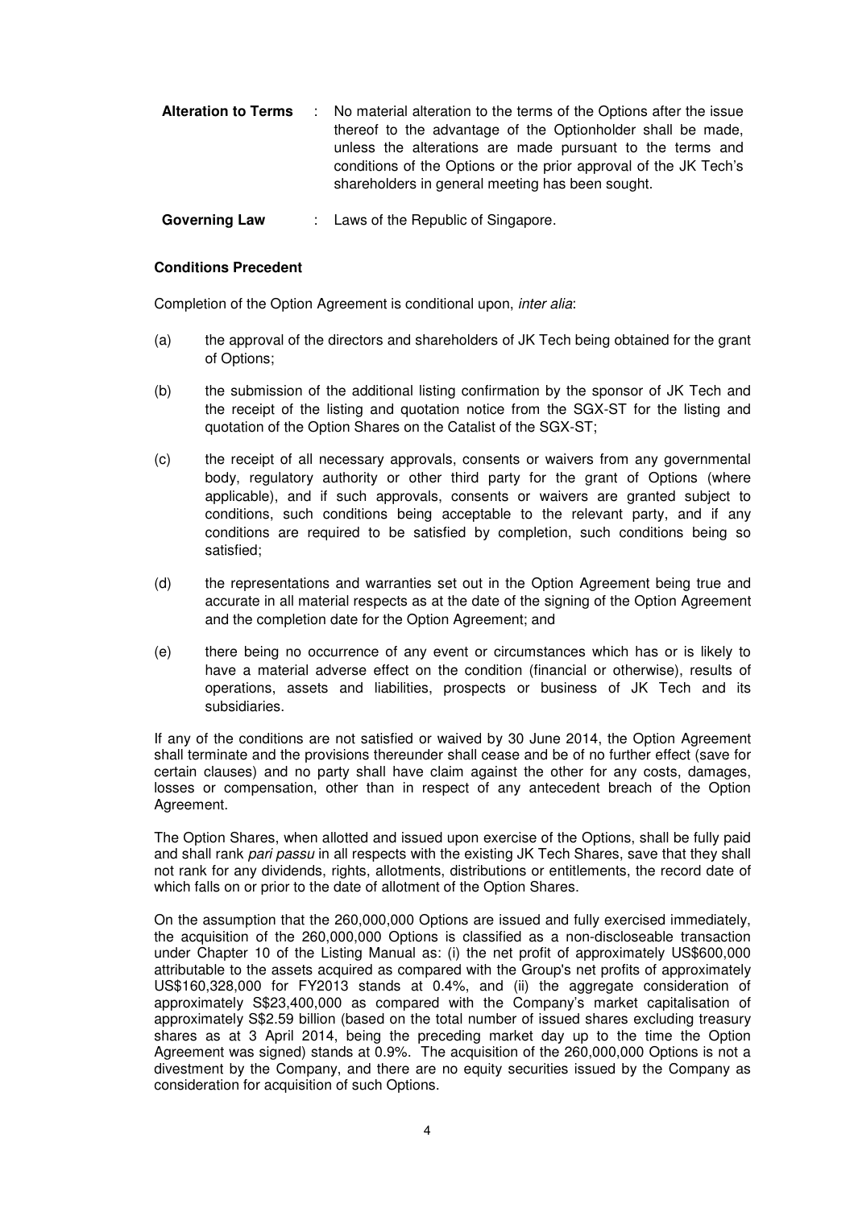| | | |
|---|---|---|
| **Alteration to Terms** | : | No material alteration to the terms of the Options after the issue thereof to the advantage of the Optionholder shall be made, unless the alterations are made pursuant to the terms and conditions of the Options or the prior approval of the JK Tech's shareholders in general meeting has been sought. |
| **Governing Law** | : | Laws of the Republic of Singapore. |

**Conditions Precedent**

Completion of the Option Agreement is conditional upon, *inter alia*:

(a) the approval of the directors and shareholders of JK Tech being obtained for the grant of Options;

(b) the submission of the additional listing confirmation by the sponsor of JK Tech and the receipt of the listing and quotation notice from the SGX-ST for the listing and quotation of the Option Shares on the Catalist of the SGX-ST;

(c) the receipt of all necessary approvals, consents or waivers from any governmental body, regulatory authority or other third party for the grant of Options (where applicable), and if such approvals, consents or waivers are granted subject to conditions, such conditions being acceptable to the relevant party, and if any conditions are required to be satisfied by completion, such conditions being so satisfied;

(d) the representations and warranties set out in the Option Agreement being true and accurate in all material respects as at the date of the signing of the Option Agreement and the completion date for the Option Agreement; and

(e) there being no occurrence of any event or circumstances which has or is likely to have a material adverse effect on the condition (financial or otherwise), results of operations, assets and liabilities, prospects or business of JK Tech and its subsidiaries.

If any of the conditions are not satisfied or waived by 30 June 2014, the Option Agreement shall terminate and the provisions thereunder shall cease and be of no further effect (save for certain clauses) and no party shall have claim against the other for any costs, damages, losses or compensation, other than in respect of any antecedent breach of the Option Agreement.

The Option Shares, when allotted and issued upon exercise of the Options, shall be fully paid and shall rank *pari passu* in all respects with the existing JK Tech Shares, save that they shall not rank for any dividends, rights, allotments, distributions or entitlements, the record date of which falls on or prior to the date of allotment of the Option Shares.

On the assumption that the 260,000,000 Options are issued and fully exercised immediately, the acquisition of the 260,000,000 Options is classified as a non-discloseable transaction under Chapter 10 of the Listing Manual as: (i) the net profit of approximately US$600,000 attributable to the assets acquired as compared with the Group's net profits of approximately US$160,328,000 for FY2013 stands at 0.4%, and (ii) the aggregate consideration of approximately S$23,400,000 as compared with the Company's market capitalisation of approximately S$2.59 billion (based on the total number of issued shares excluding treasury shares as at 3 April 2014, being the preceding market day up to the time the Option Agreement was signed) stands at 0.9%. The acquisition of the 260,000,000 Options is not a divestment by the Company, and there are no equity securities issued by the Company as consideration for acquisition of such Options.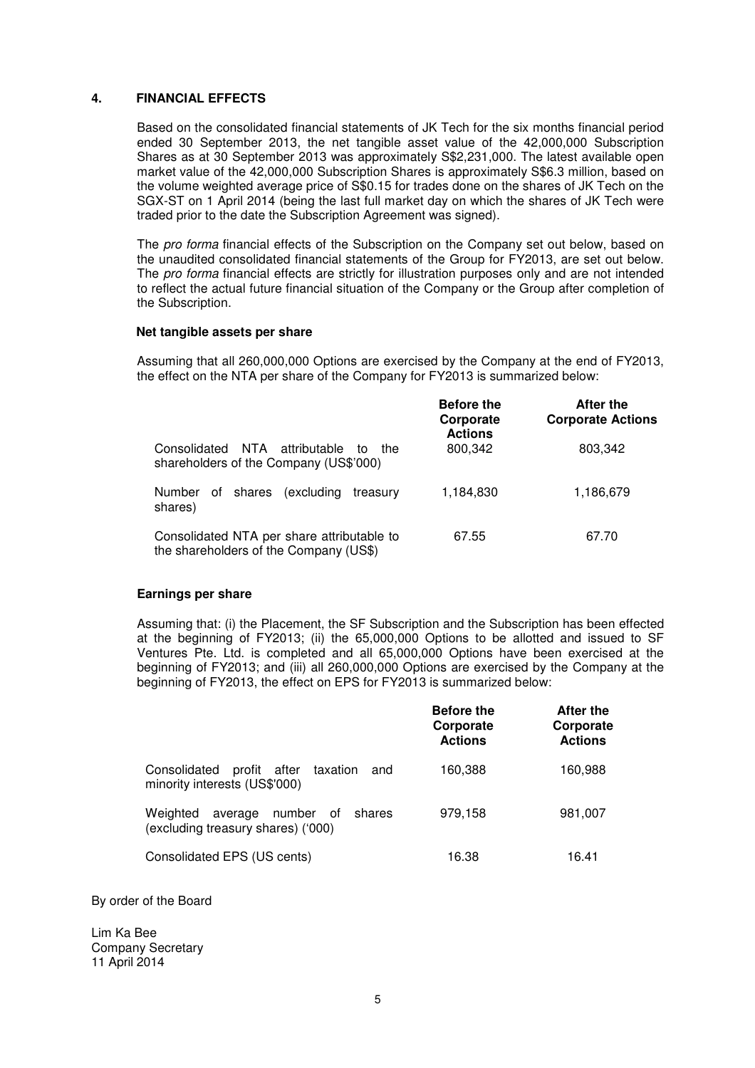## 4. FINANCIAL EFFECTS

Based on the consolidated financial statements of JK Tech for the six months financial period ended 30 September 2013, the net tangible asset value of the 42,000,000 Subscription Shares as at 30 September 2013 was approximately S$2,231,000. The latest available open market value of the 42,000,000 Subscription Shares is approximately S$6.3 million, based on the volume weighted average price of S$0.15 for trades done on the shares of JK Tech on the SGX-ST on 1 April 2014 (being the last full market day on which the shares of JK Tech were traded prior to the date the Subscription Agreement was signed).

The *pro forma* financial effects of the Subscription on the Company set out below, based on the unaudited consolidated financial statements of the Group for FY2013, are set out below. The *pro forma* financial effects are strictly for illustration purposes only and are not intended to reflect the actual future financial situation of the Company or the Group after completion of the Subscription.

### Net tangible assets per share

Assuming that all 260,000,000 Options are exercised by the Company at the end of FY2013, the effect on the NTA per share of the Company for FY2013 is summarized below:

| | Before the Corporate Actions | After the Corporate Actions |
|---|---|---|
| Consolidated NTA attributable to the shareholders of the Company (US$'000) | 800,342 | 803,342 |
| Number of shares (excluding treasury shares) | 1,184,830 | 1,186,679 |
| Consolidated NTA per share attributable to the shareholders of the Company (US$) | 67.55 | 67.70 |

### Earnings per share

Assuming that: (i) the Placement, the SF Subscription and the Subscription has been effected at the beginning of FY2013; (ii) the 65,000,000 Options to be allotted and issued to SF Ventures Pte. Ltd. is completed and all 65,000,000 Options have been exercised at the beginning of FY2013; and (iii) all 260,000,000 Options are exercised by the Company at the beginning of FY2013, the effect on EPS for FY2013 is summarized below:

| | Before the Corporate Actions | After the Corporate Actions |
|---|---|---|
| Consolidated profit after taxation and minority interests (US$'000) | 160,388 | 160,988 |
| Weighted average number of shares (excluding treasury shares) ('000) | 979,158 | 981,007 |
| Consolidated EPS (US cents) | 16.38 | 16.41 |

By order of the Board

Lim Ka Bee
Company Secretary
11 April 2014